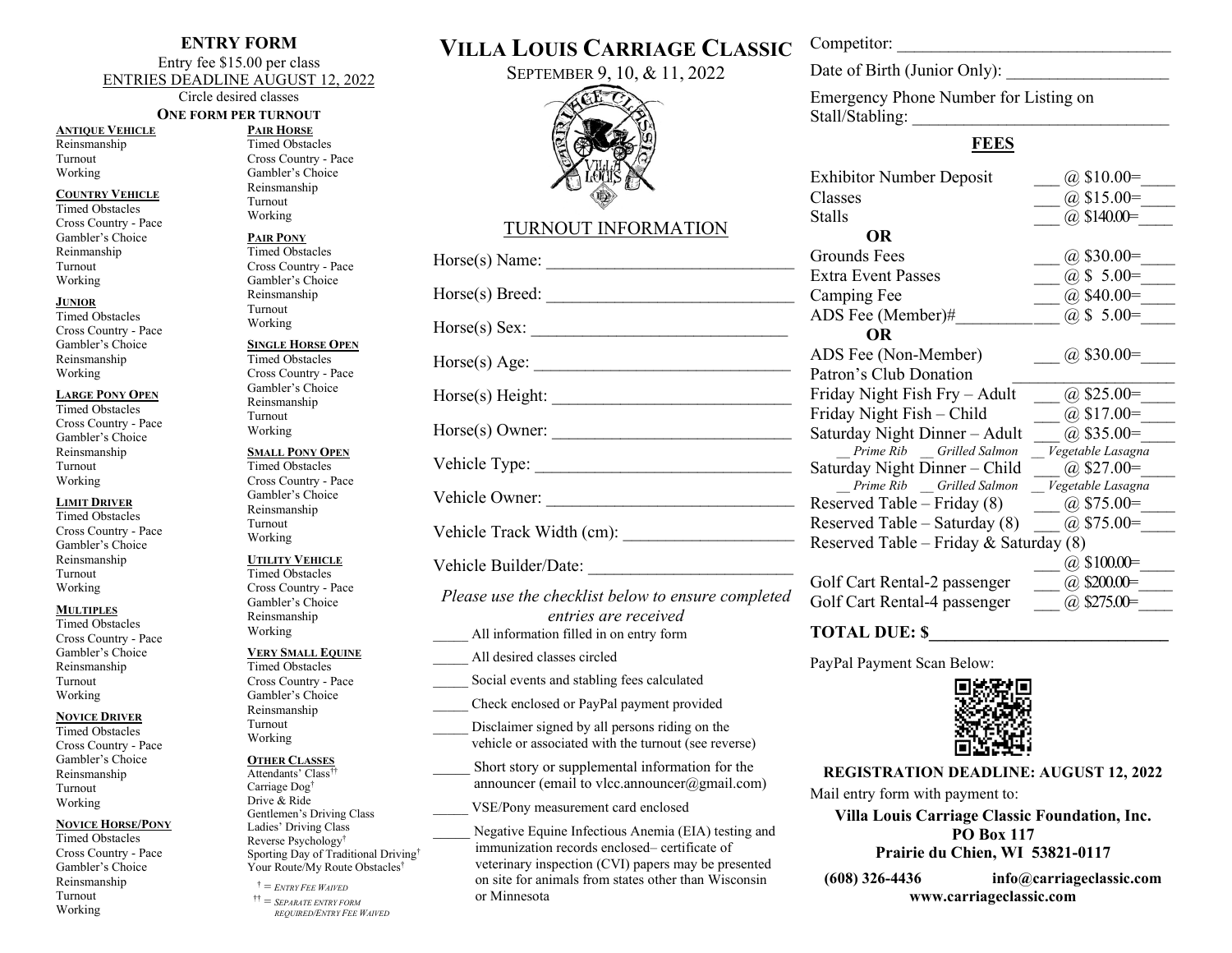## ENTRY FORM

Entry fee $15.00 per class

ENTRIES DEADLINE AUGUST 12, 2022

Circle desired classes

**ONE FORM PER TURNOUT**

**ANTIQUE VEHICLE**
Reinsmanship
Turnout
Working

**COUNTRY VEHICLE**
Timed Obstacles
Cross Country - Pace
Gambler's Choice
Reinmanship
Turnout
Working

**JUNIOR**
Timed Obstacles
Cross Country - Pace
Gambler's Choice
Reinsmanship
Working

**LARGE PONY OPEN**
Timed Obstacles
Cross Country - Pace
Gambler's Choice
Reinsmanship
Turnout
Working

**LIMIT DRIVER**
Timed Obstacles
Cross Country - Pace
Gambler's Choice
Reinsmanship
Turnout
Working

**MULTIPLES**
Timed Obstacles
Cross Country - Pace
Gambler's Choice
Reinsmanship
Turnout
Working

**NOVICE DRIVER**
Timed Obstacles
Cross Country - Pace
Gambler's Choice
Reinsmanship
Turnout
Working

**NOVICE HORSE/PONY**
Timed Obstacles
Cross Country - Pace
Gambler's Choice
Reinsmanship
Turnout
Working

**PAIR HORSE**
Timed Obstacles
Cross Country - Pace
Gambler's Choice
Reinsmanship
Turnout
Working

**PAIR PONY**
Timed Obstacles
Cross Country - Pace
Gambler's Choice
Reinsmanship
Turnout
Working

**SINGLE HORSE OPEN**
Timed Obstacles
Cross Country - Pace
Gambler's Choice
Reinsmanship
Turnout
Working

**SMALL PONY OPEN**
Timed Obstacles
Cross Country - Pace
Gambler's Choice
Reinsmanship
Turnout
Working

**UTILITY VEHICLE**
Timed Obstacles
Cross Country - Pace
Gambler's Choice
Reinsmanship
Working

**VERY SMALL EQUINE**
Timed Obstacles
Cross Country - Pace
Gambler's Choice
Reinsmanship
Turnout
Working

**OTHER CLASSES**
Attendants' Class††
Carriage Dog†
Drive & Ride
Gentlemen's Driving Class
Ladies' Driving Class
Reverse Psychology†
Sporting Day of Traditional Driving†
Your Route/My Route Obstacles†

† = *Entry Fee Waived*
†† = *Separate entry form required/Entry Fee Waived*

# VILLA LOUIS CARRIAGE CLASSIC

SEPTEMBER 9, 10, & 11, 2022

## TURNOUT INFORMATION

Horse(s) Name: ____________________________

Horse(s) Breed: ____________________________

Horse(s) Sex: ____________________________

Horse(s) Age: ____________________________

Horse(s) Height: ____________________________

Horse(s) Owner: ____________________________

Vehicle Type: ____________________________

Vehicle Owner: ____________________________

Vehicle Track Width (cm): ____________________

Vehicle Builder/Date: ______________________

*Please use the checklist below to ensure completed entries are received*

_____ All information filled in on entry form

_____ All desired classes circled

_____ Social events and stabling fees calculated

_____ Check enclosed or PayPal payment provided

_____ Disclaimer signed by all persons riding on the vehicle or associated with the turnout (see reverse)

_____ Short story or supplemental information for the announcer (email to vlcc.announcer@gmail.com)

_____ VSE/Pony measurement card enclosed

_____ Negative Equine Infectious Anemia (EIA) testing and immunization records enclosed– certificate of veterinary inspection (CVI) papers may be presented on site for animals from states other than Wisconsin or Minnesota

Competitor: ______________________________

Date of Birth (Junior Only): ___________________

Emergency Phone Number for Listing on Stall/Stabling: ____________________________

## FEES

| | |
|---|---|
| Exhibitor Number Deposit | ___ @ $10.00=____ |
| Classes | ___ @ $15.00=____ |
| Stalls | ___ @ $140.00=____ |
| **OR** | |
| Grounds Fees | ___ @ $30.00=____ |
| Extra Event Passes | ___ @ $ 5.00=____ |
| Camping Fee | ___ @ $40.00=____ |
| ADS Fee (Member)#___________ | ___ @ $ 5.00=____ |
| **OR** | |
| ADS Fee (Non-Member) | ___ @ $30.00=____ |
| Patron's Club Donation | ____________ |
| Friday Night Fish Fry – Adult | ___ @ $25.00=____ |
| Friday Night Fish – Child | ___ @ $17.00=____ |
| Saturday Night Dinner – Adult | ___ @ $35.00=____ |
| *__ Prime Rib __ Grilled Salmon __ Vegetable Lasagna* | |
| Saturday Night Dinner – Child | ___ @ $27.00=____ |
| *__ Prime Rib __ Grilled Salmon __ Vegetable Lasagna* | |
| Reserved Table – Friday (8) | ___ @ $75.00=____ |
| Reserved Table – Saturday (8) | ___ @ $75.00=____ |
| Reserved Table – Friday & Saturday (8) | ___ @ $100.00=____ |
| Golf Cart Rental-2 passenger | ___ @ $200.00=____ |
| Golf Cart Rental-4 passenger | ___ @ $275.00=____ |

**TOTAL DUE: $______________________**

PayPal Payment Scan Below:

**REGISTRATION DEADLINE: AUGUST 12, 2022**

Mail entry form with payment to:

**Villa Louis Carriage Classic Foundation, Inc.**
**PO Box 117**
**Prairie du Chien, WI 53821-0117**

**(608) 326-4436** **info@carriageclassic.com**
**www.carriageclassic.com**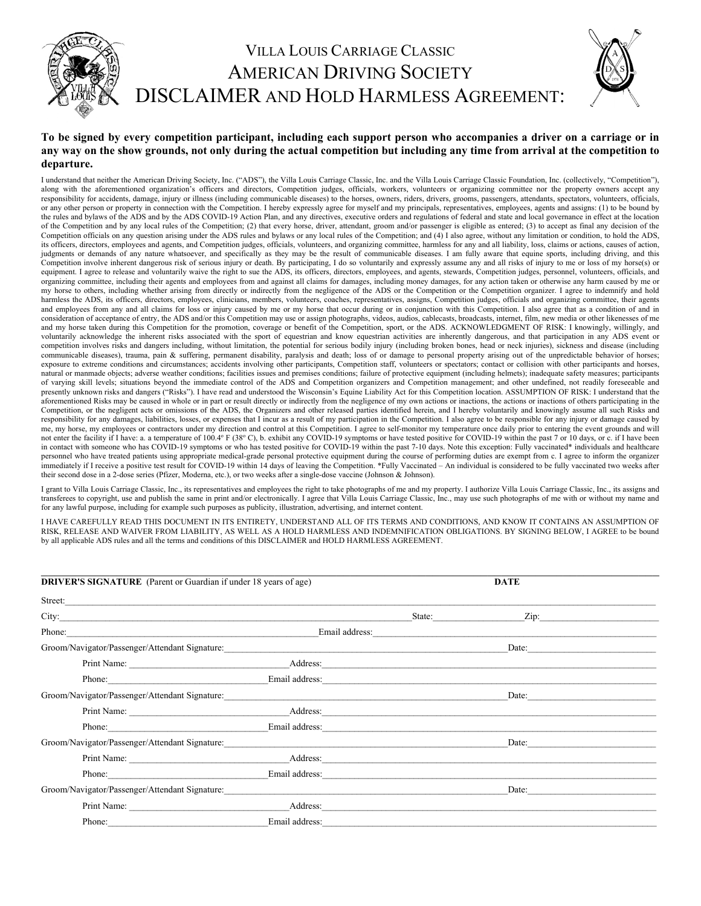# Villa Louis Carriage Classic
# American Driving Society
# DISCLAIMER and Hold Harmless Agreement:

**To be signed by every competition participant, including each support person who accompanies a driver on a carriage or in any way on the show grounds, not only during the actual competition but including any time from arrival at the competition to departure.**

I understand that neither the American Driving Society, Inc. ("ADS"), the Villa Louis Carriage Classic, Inc. and the Villa Louis Carriage Classic Foundation, Inc. (collectively, "Competition"), along with the aforementioned organization's officers and directors, Competition judges, officials, workers, volunteers or organizing committee nor the property owners accept any responsibility for accidents, damage, injury or illness (including communicable diseases) to the horses, owners, riders, drivers, grooms, passengers, attendants, spectators, volunteers, officials, or any other person or property in connection with the Competition. I hereby expressly agree for myself and my principals, representatives, employees, agents and assigns: (1) to be bound by the rules and bylaws of the ADS and by the ADS COVID-19 Action Plan, and any directives, executive orders and regulations of federal and state and local governance in effect at the location of the Competition and by any local rules of the Competition; (2) that every horse, driver, attendant, groom and/or passenger is eligible as entered; (3) to accept as final any decision of the Competition officials on any question arising under the ADS rules and bylaws or any local rules of the Competition; and (4) I also agree, without any limitation or condition, to hold the ADS, its officers, directors, employees and agents, and Competition judges, officials, volunteers, and organizing committee, harmless for any and all liability, loss, claims or actions, causes of action, judgments or demands of any nature whatsoever, and specifically as they may be the result of communicable diseases. I am fully aware that equine sports, including driving, and this Competition involve inherent dangerous risk of serious injury or death. By participating, I do so voluntarily and expressly assume any and all risks of injury to me or loss of my horse(s) or equipment. I agree to release and voluntarily waive the right to sue the ADS, its officers, directors, employees, and agents, stewards, Competition judges, personnel, volunteers, officials, and organizing committee, including their agents and employees from and against all claims for damages, including money damages, for any action taken or otherwise any harm caused by me or my horse to others, including whether arising from directly or indirectly from the negligence of the ADS or the Competition or the Competition organizer. I agree to indemnify and hold harmless the ADS, its officers, directors, employees, clinicians, members, volunteers, coaches, representatives, assigns, Competition judges, officials and organizing committee, their agents and employees from any and all claims for loss or injury caused by me or my horse that occur during or in conjunction with this Competition. I also agree that as a condition of and in consideration of acceptance of entry, the ADS and/or this Competition may use or assign photographs, videos, audios, cablecasts, broadcasts, internet, film, new media or other likenesses of me and my horse taken during this Competition for the promotion, coverage or benefit of the Competition, sport, or the ADS. ACKNOWLEDGMENT OF RISK: I knowingly, willingly, and voluntarily acknowledge the inherent risks associated with the sport of equestrian and know equestrian activities are inherently dangerous, and that participation in any ADS event or competition involves risks and dangers including, without limitation, the potential for serious bodily injury (including broken bones, head or neck injuries), sickness and disease (including communicable diseases), trauma, pain & suffering, permanent disability, paralysis and death; loss of or damage to personal property arising out of the unpredictable behavior of horses; exposure to extreme conditions and circumstances; accidents involving other participants, Competition staff, volunteers or spectators; contact or collision with other participants and horses, natural or manmade objects; adverse weather conditions; facilities issues and premises conditions; failure of protective equipment (including helmets); inadequate safety measures; participants of varying skill levels; situations beyond the immediate control of the ADS and Competition organizers and Competition management; and other undefined, not readily foreseeable and presently unknown risks and dangers ("Risks"). I have read and understood the Wisconsin's Equine Liability Act for this Competition location. ASSUMPTION OF RISK: I understand that the aforementioned Risks may be caused in whole or in part or result directly or indirectly from the negligence of my own actions or inactions, the actions or inactions of others participating in the Competition, or the negligent acts or omissions of the ADS, the Organizers and other released parties identified herein, and I hereby voluntarily and knowingly assume all such Risks and responsibility for any damages, liabilities, losses, or expenses that I incur as a result of my participation in the Competition. I also agree to be responsible for any injury or damage caused by me, my horse, my employees or contractors under my direction and control at this Competition. I agree to self-monitor my temperature once daily prior to entering the event grounds and will not enter the facility if I have: a. a temperature of 100.4º F (38º C), b. exhibit any COVID-19 symptoms or have tested positive for COVID-19 within the past 7 or 10 days, or c. if I have been in contact with someone who has COVID-19 symptoms or who has tested positive for COVID-19 within the past 7-10 days. Note this exception: Fully vaccinated* individuals and healthcare personnel who have treated patients using appropriate medical-grade personal protective equipment during the course of performing duties are exempt from c. I agree to inform the organizer immediately if I receive a positive test result for COVID-19 within 14 days of leaving the Competition. *Fully Vaccinated – An individual is considered to be fully vaccinated two weeks after their second dose in a 2-dose series (Pfizer, Moderna, etc.), or two weeks after a single-dose vaccine (Johnson & Johnson).

I grant to Villa Louis Carriage Classic, Inc., its representatives and employees the right to take photographs of me and my property. I authorize Villa Louis Carriage Classic, Inc., its assigns and transferees to copyright, use and publish the same in print and/or electronically. I agree that Villa Louis Carriage Classic, Inc., may use such photographs of me with or without my name and for any lawful purpose, including for example such purposes as publicity, illustration, advertising, and internet content.

I HAVE CAREFULLY READ THIS DOCUMENT IN ITS ENTIRETY, UNDERSTAND ALL OF ITS TERMS AND CONDITIONS, AND KNOW IT CONTAINS AN ASSUMPTION OF RISK, RELEASE AND WAIVER FROM LIABILITY, AS WELL AS A HOLD HARMLESS AND INDEMNIFICATION OBLIGATIONS. BY SIGNING BELOW, I AGREE to be bound by all applicable ADS rules and all the terms and conditions of this DISCLAIMER and HOLD HARMLESS AGREEMENT.

______________________________________________________________________

**DRIVER'S SIGNATURE** (Parent or Guardian if under 18 years of age) **DATE**

Street:______________________________________________________________

City:_______________________________ State:____________ Zip:____________

Phone:_______________________________ Email address:_______________________

Groom/Navigator/Passenger/Attendant Signature:_________________________ Date:____________

Print Name: ______________________ Address:______________________________

Phone:_________________________ Email address:___________________________

Groom/Navigator/Passenger/Attendant Signature:_________________________ Date:____________

Print Name: ______________________ Address:______________________________

Phone:_________________________ Email address:___________________________

Groom/Navigator/Passenger/Attendant Signature:_________________________ Date:____________

Print Name: ______________________ Address:______________________________

Phone:_________________________ Email address:___________________________

Groom/Navigator/Passenger/Attendant Signature:_________________________ Date:____________

Print Name: ______________________ Address:______________________________

Phone:_________________________ Email address:___________________________